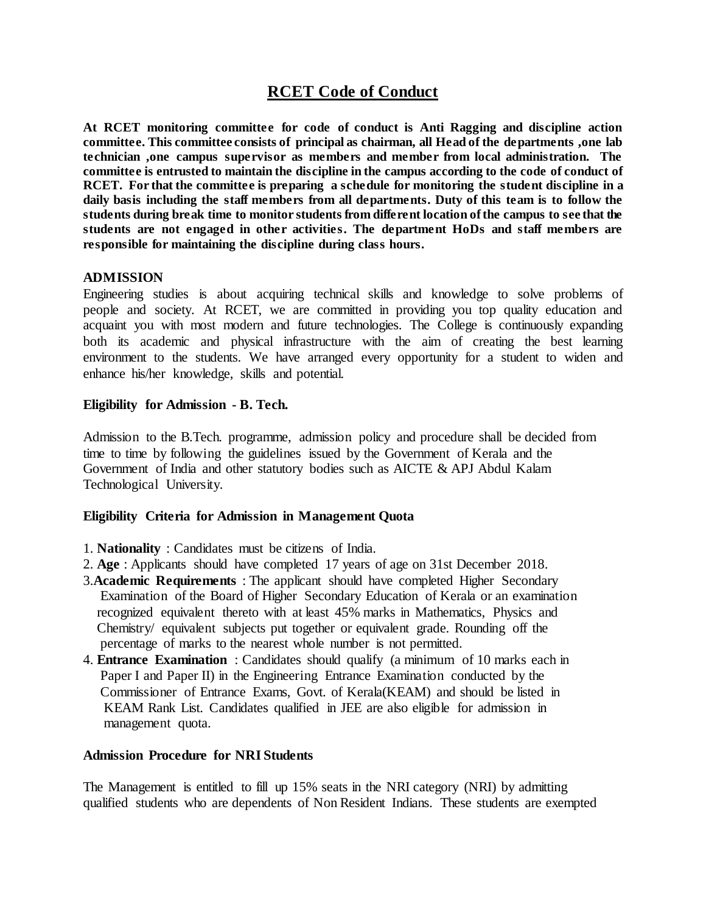# RCET Code of Conduct

**At RCET monitoring committee for code of conduct is Anti Ragging and discipline action committee. This committee consists of principal as chairman, all Head of the departments ,one lab technician ,one campus supervisor as members and member from local administration. The committee is entrusted to maintain the discipline in the campus according to the code of conduct of RCET. For that the committee is preparing a schedule for monitoring the student discipline in a daily basis including the staff members from all departments. Duty of this team is to follow the students during break time to monitor students from different location of the campus to see that the students are not engaged in other activities. The department HoDs and staff members are responsible for maintaining the discipline during class hours.**

## ADMISSION

Engineering studies is about acquiring technical skills and knowledge to solve problems of people and society. At RCET, we are committed in providing you top quality education and acquaint you with most modern and future technologies. The College is continuously expanding both its academic and physical infrastructure with the aim of creating the best learning environment to the students. We have arranged every opportunity for a student to widen and enhance his/her knowledge, skills and potential.

### Eligibility for Admission - B. Tech.

Admission to the B.Tech. programme, admission policy and procedure shall be decided from time to time by following the guidelines issued by the Government of Kerala and the Government of India and other statutory bodies such as AICTE & APJ Abdul Kalam Technological University.

### Eligibility Criteria for Admission in Management Quota

1. **Nationality** : Candidates must be citizens of India.
2. **Age** : Applicants should have completed 17 years of age on 31st December 2018.
3. **Academic Requirements** : The applicant should have completed Higher Secondary Examination of the Board of Higher Secondary Education of Kerala or an examination recognized equivalent thereto with at least 45% marks in Mathematics, Physics and Chemistry/ equivalent subjects put together or equivalent grade. Rounding off the percentage of marks to the nearest whole number is not permitted.
4. **Entrance Examination** : Candidates should qualify (a minimum of 10 marks each in Paper I and Paper II) in the Engineering Entrance Examination conducted by the Commissioner of Entrance Exams, Govt. of Kerala(KEAM) and should be listed in KEAM Rank List. Candidates qualified in JEE are also eligible for admission in management quota.

### Admission Procedure for NRI Students

The Management is entitled to fill up 15% seats in the NRI category (NRI) by admitting qualified students who are dependents of Non Resident Indians. These students are exempted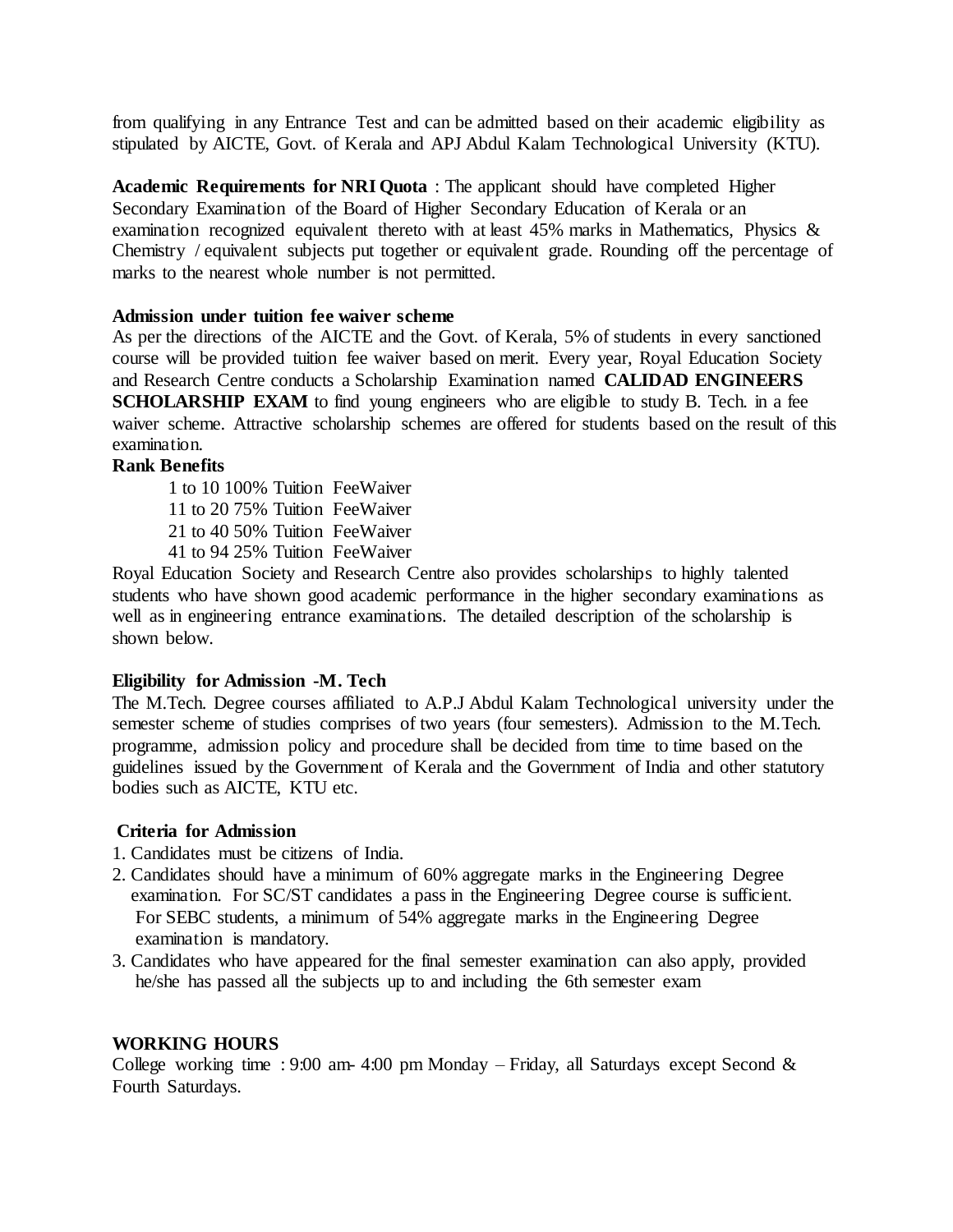from qualifying in any Entrance Test and can be admitted based on their academic eligibility as stipulated by AICTE, Govt. of Kerala and APJ Abdul Kalam Technological University (KTU).

**Academic Requirements for NRI Quota** : The applicant should have completed Higher Secondary Examination of the Board of Higher Secondary Education of Kerala or an examination recognized equivalent thereto with at least 45% marks in Mathematics, Physics & Chemistry / equivalent subjects put together or equivalent grade. Rounding off the percentage of marks to the nearest whole number is not permitted.

**Admission under tuition fee waiver scheme**

As per the directions of the AICTE and the Govt. of Kerala, 5% of students in every sanctioned course will be provided tuition fee waiver based on merit. Every year, Royal Education Society and Research Centre conducts a Scholarship Examination named **CALIDAD ENGINEERS SCHOLARSHIP EXAM** to find young engineers who are eligible to study B. Tech. in a fee waiver scheme. Attractive scholarship schemes are offered for students based on the result of this examination.

**Rank Benefits**

1 to 10 100% Tuition FeeWaiver
11 to 20 75% Tuition FeeWaiver
21 to 40 50% Tuition FeeWaiver
41 to 94 25% Tuition FeeWaiver

Royal Education Society and Research Centre also provides scholarships to highly talented students who have shown good academic performance in the higher secondary examinations as well as in engineering entrance examinations. The detailed description of the scholarship is shown below.

**Eligibility for Admission -M. Tech**

The M.Tech. Degree courses affiliated to A.P.J Abdul Kalam Technological university under the semester scheme of studies comprises of two years (four semesters). Admission to the M.Tech. programme, admission policy and procedure shall be decided from time to time based on the guidelines issued by the Government of Kerala and the Government of India and other statutory bodies such as AICTE, KTU etc.

**Criteria for Admission**

1. Candidates must be citizens of India.
2. Candidates should have a minimum of 60% aggregate marks in the Engineering Degree examination. For SC/ST candidates a pass in the Engineering Degree course is sufficient. For SEBC students, a minimum of 54% aggregate marks in the Engineering Degree examination is mandatory.
3. Candidates who have appeared for the final semester examination can also apply, provided he/she has passed all the subjects up to and including the 6th semester exam

**WORKING HOURS**

College working time : 9:00 am- 4:00 pm Monday – Friday, all Saturdays except Second & Fourth Saturdays.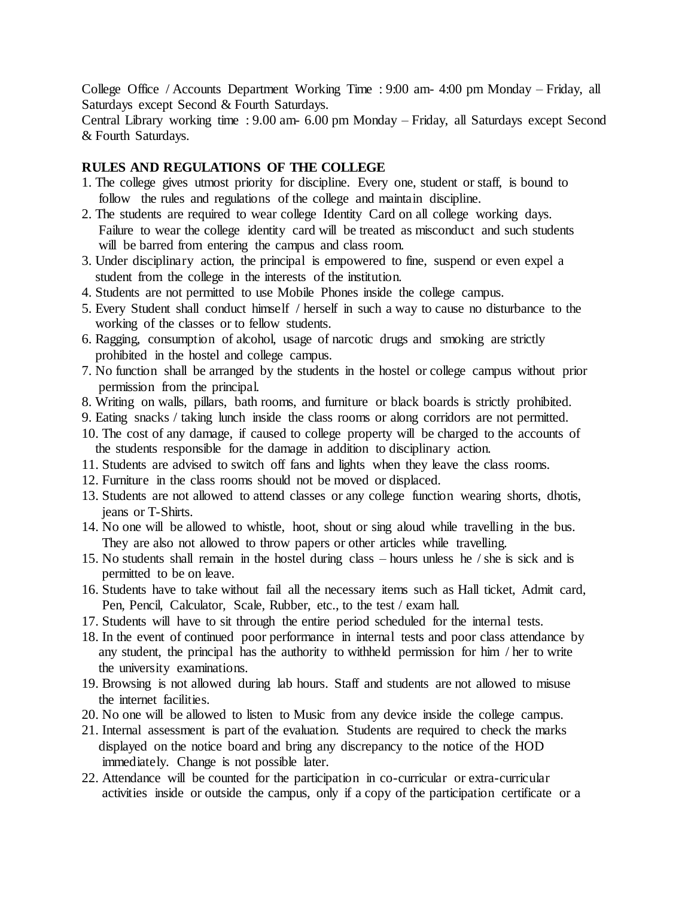College Office / Accounts Department Working Time : 9:00 am- 4:00 pm Monday – Friday, all Saturdays except Second & Fourth Saturdays.

Central Library working time : 9.00 am- 6.00 pm Monday – Friday, all Saturdays except Second & Fourth Saturdays.

**RULES AND REGULATIONS OF THE COLLEGE**

1. The college gives utmost priority for discipline. Every one, student or staff, is bound to follow the rules and regulations of the college and maintain discipline.
2. The students are required to wear college Identity Card on all college working days. Failure to wear the college identity card will be treated as misconduct and such students will be barred from entering the campus and class room.
3. Under disciplinary action, the principal is empowered to fine, suspend or even expel a student from the college in the interests of the institution.
4. Students are not permitted to use Mobile Phones inside the college campus.
5. Every Student shall conduct himself / herself in such a way to cause no disturbance to the working of the classes or to fellow students.
6. Ragging, consumption of alcohol, usage of narcotic drugs and smoking are strictly prohibited in the hostel and college campus.
7. No function shall be arranged by the students in the hostel or college campus without prior permission from the principal.
8. Writing on walls, pillars, bath rooms, and furniture or black boards is strictly prohibited.
9. Eating snacks / taking lunch inside the class rooms or along corridors are not permitted.
10. The cost of any damage, if caused to college property will be charged to the accounts of the students responsible for the damage in addition to disciplinary action.
11. Students are advised to switch off fans and lights when they leave the class rooms.
12. Furniture in the class rooms should not be moved or displaced.
13. Students are not allowed to attend classes or any college function wearing shorts, dhotis, jeans or T-Shirts.
14. No one will be allowed to whistle, hoot, shout or sing aloud while travelling in the bus. They are also not allowed to throw papers or other articles while travelling.
15. No students shall remain in the hostel during class – hours unless he / she is sick and is permitted to be on leave.
16. Students have to take without fail all the necessary items such as Hall ticket, Admit card, Pen, Pencil, Calculator, Scale, Rubber, etc., to the test / exam hall.
17. Students will have to sit through the entire period scheduled for the internal tests.
18. In the event of continued poor performance in internal tests and poor class attendance by any student, the principal has the authority to withheld permission for him / her to write the university examinations.
19. Browsing is not allowed during lab hours. Staff and students are not allowed to misuse the internet facilities.
20. No one will be allowed to listen to Music from any device inside the college campus.
21. Internal assessment is part of the evaluation. Students are required to check the marks displayed on the notice board and bring any discrepancy to the notice of the HOD immediately. Change is not possible later.
22. Attendance will be counted for the participation in co-curricular or extra-curricular activities inside or outside the campus, only if a copy of the participation certificate or a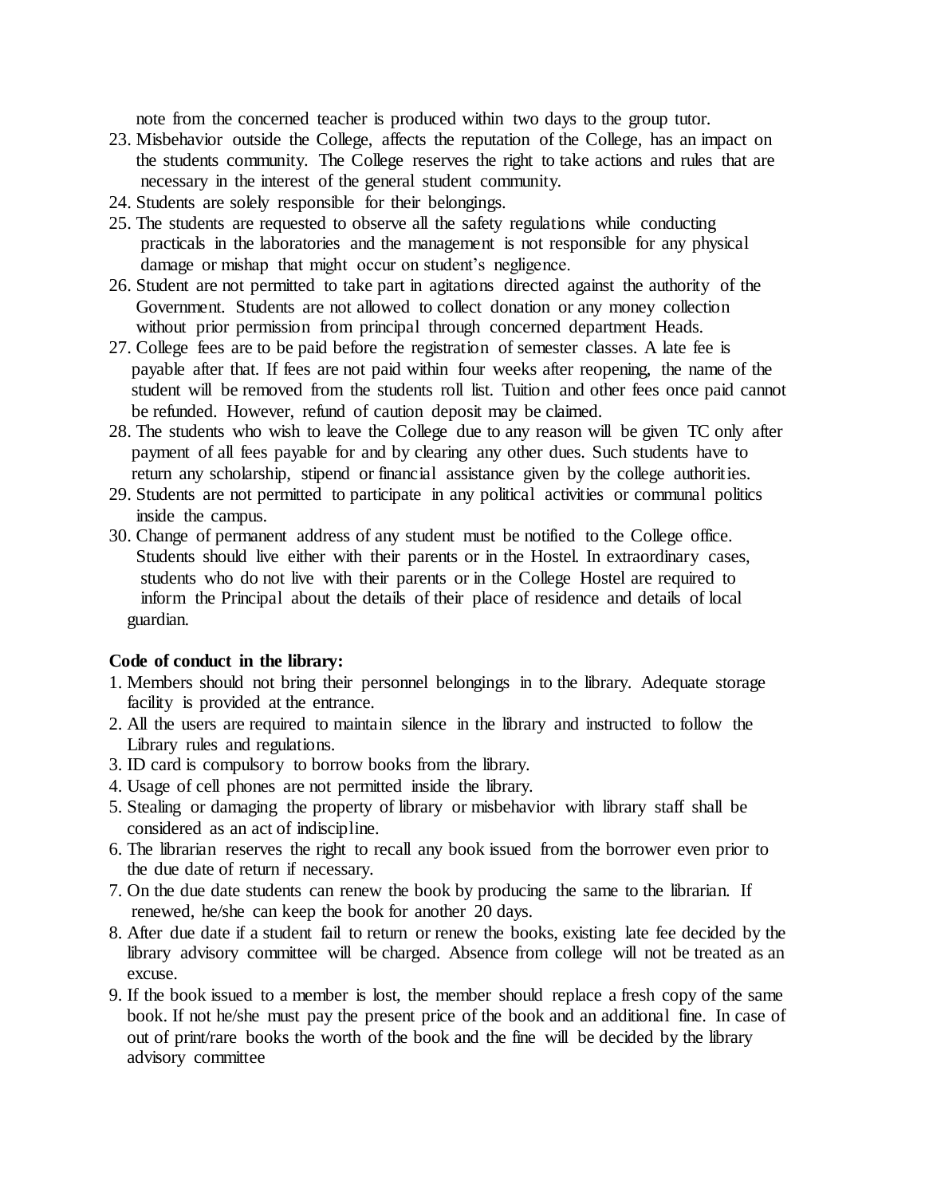note from the concerned teacher is produced within two days to the group tutor.

23. Misbehavior outside the College, affects the reputation of the College, has an impact on the students community. The College reserves the right to take actions and rules that are necessary in the interest of the general student community.
24. Students are solely responsible for their belongings.
25. The students are requested to observe all the safety regulations while conducting practicals in the laboratories and the management is not responsible for any physical damage or mishap that might occur on student's negligence.
26. Student are not permitted to take part in agitations directed against the authority of the Government. Students are not allowed to collect donation or any money collection without prior permission from principal through concerned department Heads.
27. College fees are to be paid before the registration of semester classes. A late fee is payable after that. If fees are not paid within four weeks after reopening, the name of the student will be removed from the students roll list. Tuition and other fees once paid cannot be refunded. However, refund of caution deposit may be claimed.
28. The students who wish to leave the College due to any reason will be given TC only after payment of all fees payable for and by clearing any other dues. Such students have to return any scholarship, stipend or financial assistance given by the college authorities.
29. Students are not permitted to participate in any political activities or communal politics inside the campus.
30. Change of permanent address of any student must be notified to the College office. Students should live either with their parents or in the Hostel. In extraordinary cases, students who do not live with their parents or in the College Hostel are required to inform the Principal about the details of their place of residence and details of local guardian.

**Code of conduct in the library:**

1. Members should not bring their personnel belongings in to the library. Adequate storage facility is provided at the entrance.
2. All the users are required to maintain silence in the library and instructed to follow the Library rules and regulations.
3. ID card is compulsory to borrow books from the library.
4. Usage of cell phones are not permitted inside the library.
5. Stealing or damaging the property of library or misbehavior with library staff shall be considered as an act of indiscipline.
6. The librarian reserves the right to recall any book issued from the borrower even prior to the due date of return if necessary.
7. On the due date students can renew the book by producing the same to the librarian. If renewed, he/she can keep the book for another 20 days.
8. After due date if a student fail to return or renew the books, existing late fee decided by the library advisory committee will be charged. Absence from college will not be treated as an excuse.
9. If the book issued to a member is lost, the member should replace a fresh copy of the same book. If not he/she must pay the present price of the book and an additional fine. In case of out of print/rare books the worth of the book and the fine will be decided by the library advisory committee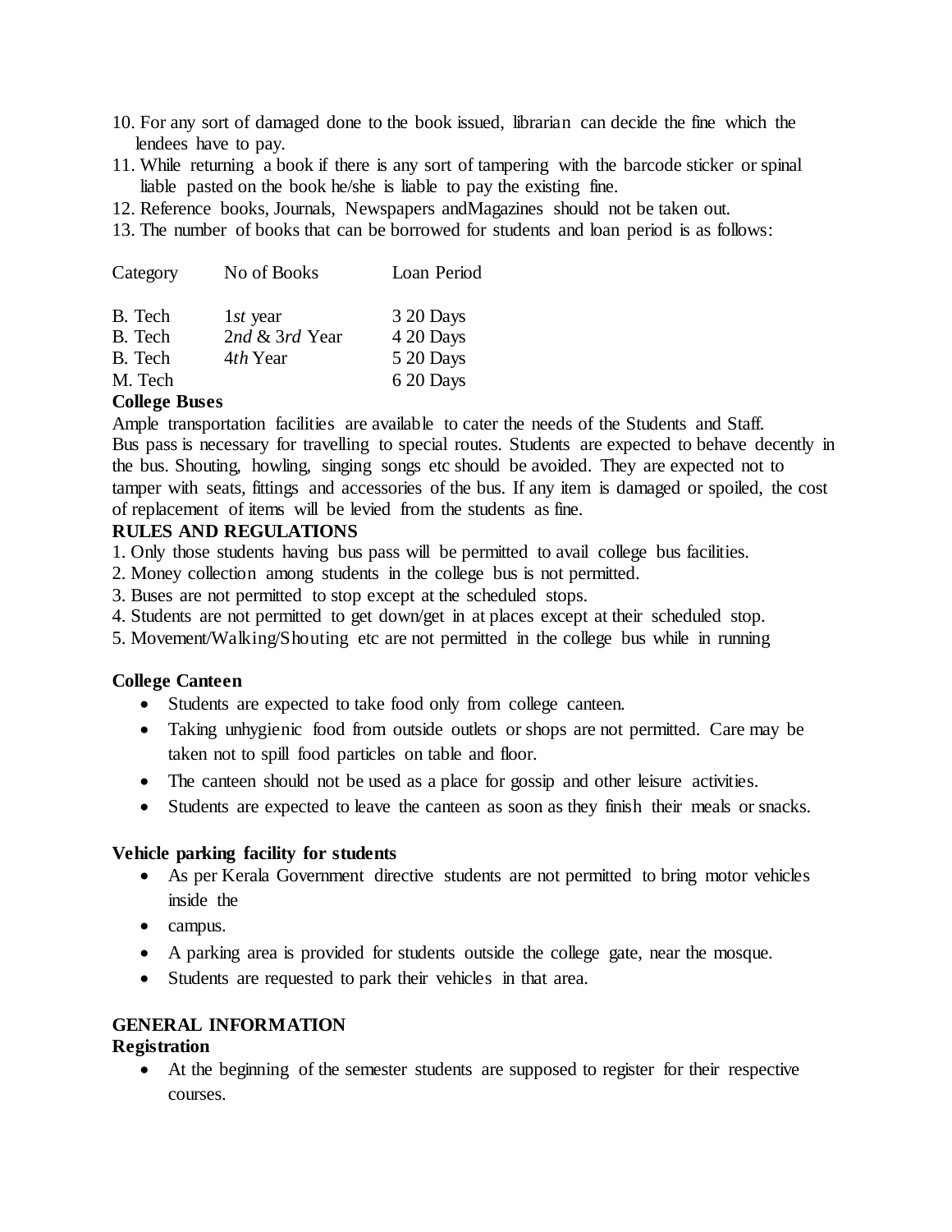10. For any sort of damaged done to the book issued, librarian can decide the fine which the lendees have to pay.
11. While returning a book if there is any sort of tampering with the barcode sticker or spinal liable pasted on the book he/she is liable to pay the existing fine.
12. Reference books, Journals, Newspapers andMagazines should not be taken out.
13. The number of books that can be borrowed for students and loan period is as follows:

| Category | No of Books | Loan Period |
|---|---|---|
| B. Tech | 1*st* year | 3 20 Days |
| B. Tech | 2*nd* & 3*rd* Year | 4 20 Days |
| B. Tech | 4*th* Year | 5 20 Days |
| M. Tech | | 6 20 Days |

**College Buses**

Ample transportation facilities are available to cater the needs of the Students and Staff. Bus pass is necessary for travelling to special routes. Students are expected to behave decently in the bus. Shouting, howling, singing songs etc should be avoided. They are expected not to tamper with seats, fittings and accessories of the bus. If any item is damaged or spoiled, the cost of replacement of items will be levied from the students as fine.

**RULES AND REGULATIONS**

1. Only those students having bus pass will be permitted to avail college bus facilities.
2. Money collection among students in the college bus is not permitted.
3. Buses are not permitted to stop except at the scheduled stops.
4. Students are not permitted to get down/get in at places except at their scheduled stop.
5. Movement/Walking/Shouting etc are not permitted in the college bus while in running

**College Canteen**

- Students are expected to take food only from college canteen.
- Taking unhygienic food from outside outlets or shops are not permitted. Care may be taken not to spill food particles on table and floor.
- The canteen should not be used as a place for gossip and other leisure activities.
- Students are expected to leave the canteen as soon as they finish their meals or snacks.

**Vehicle parking facility for students**

- As per Kerala Government directive students are not permitted to bring motor vehicles inside the
- campus.
- A parking area is provided for students outside the college gate, near the mosque.
- Students are requested to park their vehicles in that area.

**GENERAL INFORMATION**

**Registration**

- At the beginning of the semester students are supposed to register for their respective courses.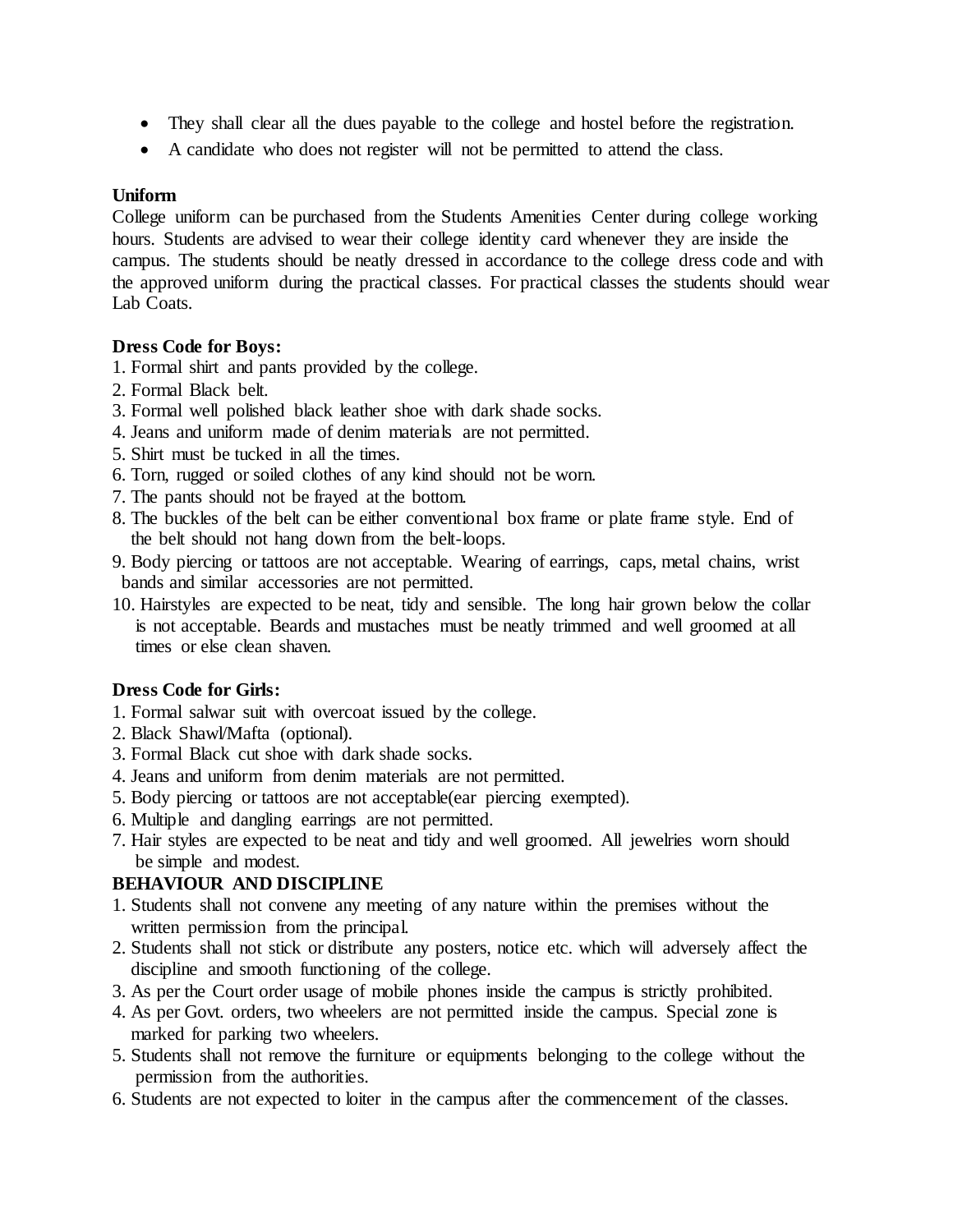- They shall clear all the dues payable to the college and hostel before the registration.
- A candidate who does not register will not be permitted to attend the class.

**Uniform**

College uniform can be purchased from the Students Amenities Center during college working hours. Students are advised to wear their college identity card whenever they are inside the campus. The students should be neatly dressed in accordance to the college dress code and with the approved uniform during the practical classes. For practical classes the students should wear Lab Coats.

**Dress Code for Boys:**

1. Formal shirt and pants provided by the college.
2. Formal Black belt.
3. Formal well polished black leather shoe with dark shade socks.
4. Jeans and uniform made of denim materials are not permitted.
5. Shirt must be tucked in all the times.
6. Torn, rugged or soiled clothes of any kind should not be worn.
7. The pants should not be frayed at the bottom.
8. The buckles of the belt can be either conventional box frame or plate frame style. End of the belt should not hang down from the belt-loops.
9. Body piercing or tattoos are not acceptable. Wearing of earrings, caps, metal chains, wrist bands and similar accessories are not permitted.
10. Hairstyles are expected to be neat, tidy and sensible. The long hair grown below the collar is not acceptable. Beards and mustaches must be neatly trimmed and well groomed at all times or else clean shaven.

**Dress Code for Girls:**

1. Formal salwar suit with overcoat issued by the college.
2. Black Shawl/Mafta (optional).
3. Formal Black cut shoe with dark shade socks.
4. Jeans and uniform from denim materials are not permitted.
5. Body piercing or tattoos are not acceptable(ear piercing exempted).
6. Multiple and dangling earrings are not permitted.
7. Hair styles are expected to be neat and tidy and well groomed. All jewelries worn should be simple and modest.

**BEHAVIOUR AND DISCIPLINE**

1. Students shall not convene any meeting of any nature within the premises without the written permission from the principal.
2. Students shall not stick or distribute any posters, notice etc. which will adversely affect the discipline and smooth functioning of the college.
3. As per the Court order usage of mobile phones inside the campus is strictly prohibited.
4. As per Govt. orders, two wheelers are not permitted inside the campus. Special zone is marked for parking two wheelers.
5. Students shall not remove the furniture or equipments belonging to the college without the permission from the authorities.
6. Students are not expected to loiter in the campus after the commencement of the classes.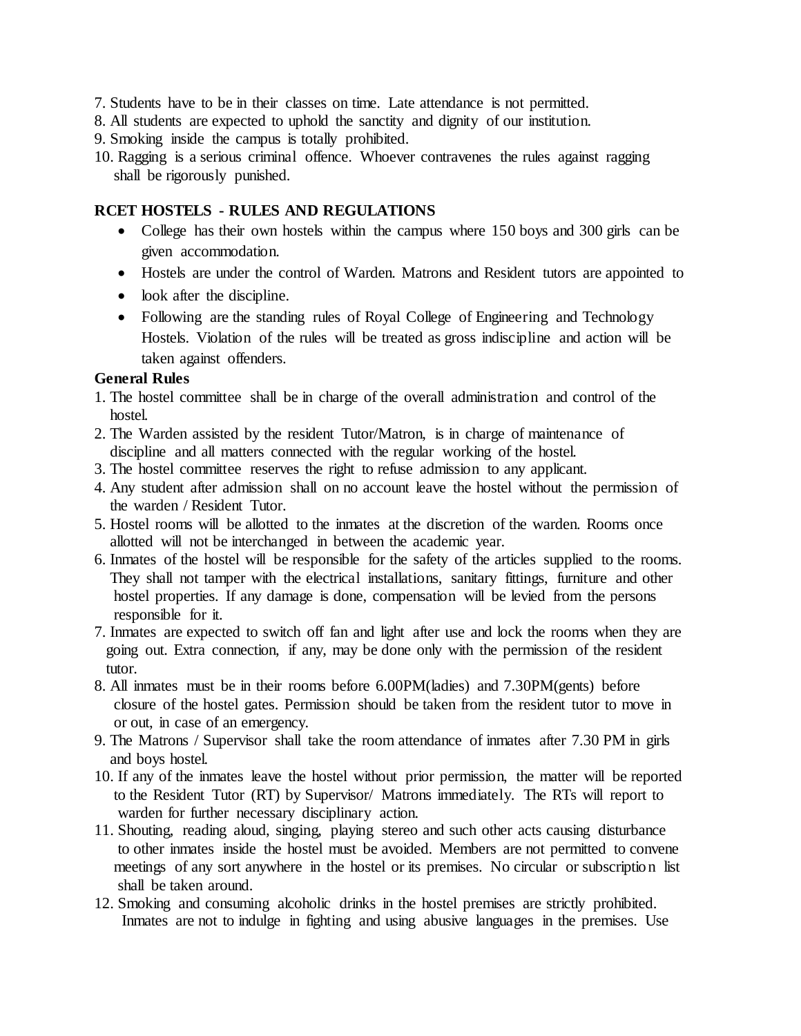7. Students have to be in their classes on time. Late attendance is not permitted.
8. All students are expected to uphold the sanctity and dignity of our institution.
9. Smoking inside the campus is totally prohibited.
10. Ragging is a serious criminal offence. Whoever contravenes the rules against ragging shall be rigorously punished.

**RCET HOSTELS - RULES AND REGULATIONS**

- College has their own hostels within the campus where 150 boys and 300 girls can be given accommodation.
- Hostels are under the control of Warden. Matrons and Resident tutors are appointed to
- look after the discipline.
- Following are the standing rules of Royal College of Engineering and Technology Hostels. Violation of the rules will be treated as gross indiscipline and action will be taken against offenders.

**General Rules**

1. The hostel committee shall be in charge of the overall administration and control of the hostel.
2. The Warden assisted by the resident Tutor/Matron, is in charge of maintenance of discipline and all matters connected with the regular working of the hostel.
3. The hostel committee reserves the right to refuse admission to any applicant.
4. Any student after admission shall on no account leave the hostel without the permission of the warden / Resident Tutor.
5. Hostel rooms will be allotted to the inmates at the discretion of the warden. Rooms once allotted will not be interchanged in between the academic year.
6. Inmates of the hostel will be responsible for the safety of the articles supplied to the rooms. They shall not tamper with the electrical installations, sanitary fittings, furniture and other hostel properties. If any damage is done, compensation will be levied from the persons responsible for it.
7. Inmates are expected to switch off fan and light after use and lock the rooms when they are going out. Extra connection, if any, may be done only with the permission of the resident tutor.
8. All inmates must be in their rooms before 6.00PM(ladies) and 7.30PM(gents) before closure of the hostel gates. Permission should be taken from the resident tutor to move in or out, in case of an emergency.
9. The Matrons / Supervisor shall take the room attendance of inmates after 7.30 PM in girls and boys hostel.
10. If any of the inmates leave the hostel without prior permission, the matter will be reported to the Resident Tutor (RT) by Supervisor/ Matrons immediately. The RTs will report to warden for further necessary disciplinary action.
11. Shouting, reading aloud, singing, playing stereo and such other acts causing disturbance to other inmates inside the hostel must be avoided. Members are not permitted to convene meetings of any sort anywhere in the hostel or its premises. No circular or subscription list shall be taken around.
12. Smoking and consuming alcoholic drinks in the hostel premises are strictly prohibited. Inmates are not to indulge in fighting and using abusive languages in the premises. Use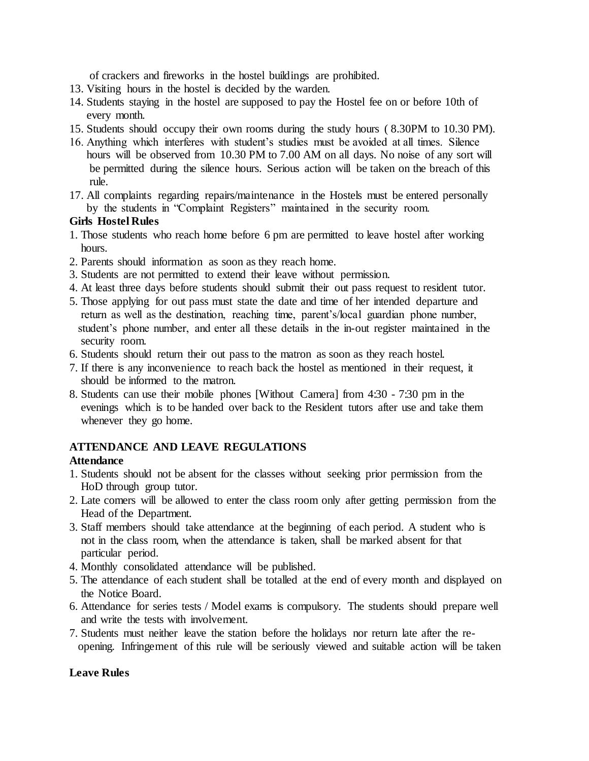of crackers and fireworks in the hostel buildings are prohibited.

13. Visiting hours in the hostel is decided by the warden.
14. Students staying in the hostel are supposed to pay the Hostel fee on or before 10th of every month.
15. Students should occupy their own rooms during the study hours ( 8.30PM to 10.30 PM).
16. Anything which interferes with student's studies must be avoided at all times. Silence hours will be observed from 10.30 PM to 7.00 AM on all days. No noise of any sort will be permitted during the silence hours. Serious action will be taken on the breach of this rule.
17. All complaints regarding repairs/maintenance in the Hostels must be entered personally by the students in "Complaint Registers" maintained in the security room.

**Girls Hostel Rules**

1. Those students who reach home before 6 pm are permitted to leave hostel after working hours.
2. Parents should information as soon as they reach home.
3. Students are not permitted to extend their leave without permission.
4. At least three days before students should submit their out pass request to resident tutor.
5. Those applying for out pass must state the date and time of her intended departure and return as well as the destination, reaching time, parent's/local guardian phone number, student's phone number, and enter all these details in the in-out register maintained in the security room.
6. Students should return their out pass to the matron as soon as they reach hostel.
7. If there is any inconvenience to reach back the hostel as mentioned in their request, it should be informed to the matron.
8. Students can use their mobile phones [Without Camera] from 4:30 - 7:30 pm in the evenings which is to be handed over back to the Resident tutors after use and take them whenever they go home.

## ATTENDANCE AND LEAVE REGULATIONS

**Attendance**

1. Students should not be absent for the classes without seeking prior permission from the HoD through group tutor.
2. Late comers will be allowed to enter the class room only after getting permission from the Head of the Department.
3. Staff members should take attendance at the beginning of each period. A student who is not in the class room, when the attendance is taken, shall be marked absent for that particular period.
4. Monthly consolidated attendance will be published.
5. The attendance of each student shall be totalled at the end of every month and displayed on the Notice Board.
6. Attendance for series tests / Model exams is compulsory. The students should prepare well and write the tests with involvement.
7. Students must neither leave the station before the holidays nor return late after the re-opening. Infringement of this rule will be seriously viewed and suitable action will be taken

**Leave Rules**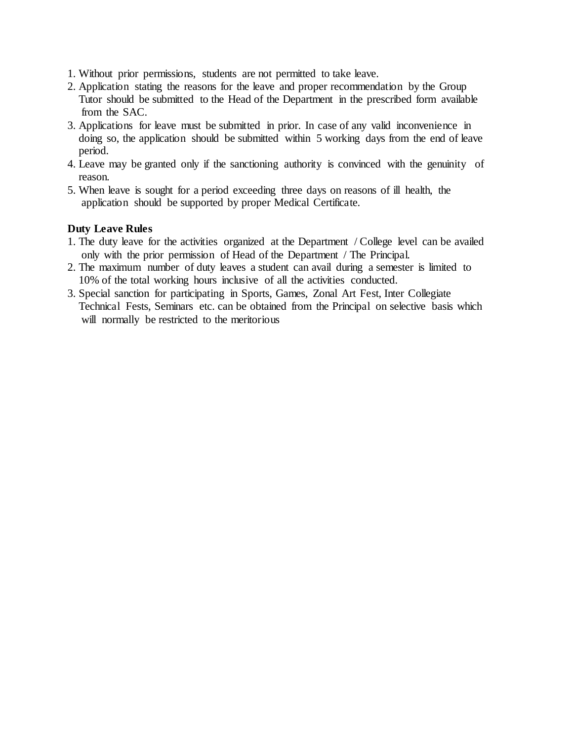1. Without prior permissions, students are not permitted to take leave.
2. Application stating the reasons for the leave and proper recommendation by the Group Tutor should be submitted to the Head of the Department in the prescribed form available from the SAC.
3. Applications for leave must be submitted in prior. In case of any valid inconvenience in doing so, the application should be submitted within 5 working days from the end of leave period.
4. Leave may be granted only if the sanctioning authority is convinced with the genuinity of reason.
5. When leave is sought for a period exceeding three days on reasons of ill health, the application should be supported by proper Medical Certificate.

**Duty Leave Rules**

1. The duty leave for the activities organized at the Department / College level can be availed only with the prior permission of Head of the Department / The Principal.
2. The maximum number of duty leaves a student can avail during a semester is limited to 10% of the total working hours inclusive of all the activities conducted.
3. Special sanction for participating in Sports, Games, Zonal Art Fest, Inter Collegiate Technical Fests, Seminars etc. can be obtained from the Principal on selective basis which will normally be restricted to the meritorious